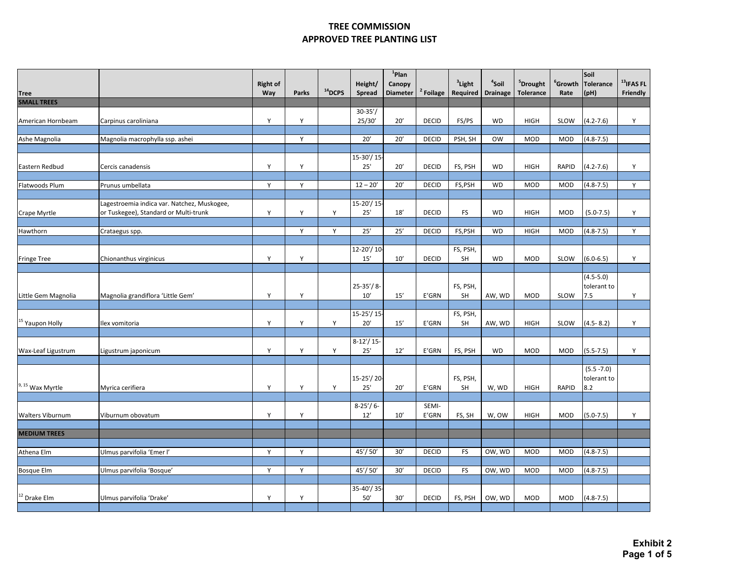# TREE COMMISSION
## APPROVED TREE PLANTING LIST

| Tree | | Right of Way | Parks | [14]DCPS | Height/ Spread | [1]Plan Canopy Diameter | [2] Foilage | [3]Light Required | [4]Soil Drainage | [5]Drought Tolerance | [6]Growth Rate | Soil Tolerance (pH) | [13]IFAS FL Friendly |
|---|---|---|---|---|---|---|---|---|---|---|---|---|---|
| **SMALL TREES** | | | | | | | | | | | | | |
| American Hornbeam | Carpinus caroliniana | Y | Y | | 30-35'/ 25/30' | 20' | DECID | FS/PS | WD | HIGH | SLOW | (4.2-7.6) | Y |
| Ashe Magnolia | Magnolia macrophylla ssp. ashei | | Y | | 20' | 20' | DECID | PSH, SH | OW | MOD | MOD | (4.8-7.5) | |
| Eastern Redbud | Cercis canadensis | Y | Y | | 15-30'/ 15-25' | 20' | DECID | FS, PSH | WD | HIGH | RAPID | (4.2-7.6) | Y |
| Flatwoods Plum | Prunus umbellata | Y | Y | | 12 – 20' | 20' | DECID | FS,PSH | WD | MOD | MOD | (4.8-7.5) | Y |
| Crape Myrtle | Lagestroemia indica var. Natchez, Muskogee, or Tuskegee), Standard or Multi-trunk | Y | Y | Y | 15-20'/ 15-25' | 18' | DECID | FS | WD | HIGH | MOD | (5.0-7.5) | Y |
| Hawthorn | Crataegus spp. | | Y | Y | 25' | 25' | DECID | FS,PSH | WD | HIGH | MOD | (4.8-7.5) | Y |
| Fringe Tree | Chionanthus virginicus | Y | Y | | 12-20'/ 10-15' | 10' | DECID | FS, PSH, SH | WD | MOD | SLOW | (6.0-6.5) | Y |
| Little Gem Magnolia | Magnolia grandiflora 'Little Gem' | Y | Y | | 25-35'/ 8-10' | 15' | E'GRN | FS, PSH, SH | AW, WD | MOD | SLOW | (4.5-5.0) tolerant to 7.5 | Y |
| [15] Yaupon Holly | Ilex vomitoria | Y | Y | Y | 15-25'/ 15-20' | 15' | E'GRN | FS, PSH, SH | AW, WD | HIGH | SLOW | (4.5- 8.2) | Y |
| Wax-Leaf Ligustrum | Ligustrum japonicum | Y | Y | Y | 8-12'/ 15-25' | 12' | E'GRN | FS, PSH | WD | MOD | MOD | (5.5-7.5) | Y |
| [9, 15] Wax Myrtle | Myrica cerifiera | Y | Y | Y | 15-25'/ 20-25' | 20' | E'GRN | FS, PSH, SH | W, WD | HIGH | RAPID | (5.5 -7.0) tolerant to 8.2 | |
| Walters Viburnum | Viburnum obovatum | Y | Y | | 8-25'/ 6-12' | 10' | SEMI-E'GRN | FS, SH | W, OW | HIGH | MOD | (5.0-7.5) | Y |
| **MEDIUM TREES** | | | | | | | | | | | | | |
| Athena Elm | Ulmus parvifolia 'Emer I' | Y | Y | | 45'/ 50' | 30' | DECID | FS | OW, WD | MOD | MOD | (4.8-7.5) | |
| Bosque Elm | Ulmus parvifolia 'Bosque' | Y | Y | | 45'/ 50' | 30' | DECID | FS | OW, WD | MOD | MOD | (4.8-7.5) | |
| [12] Drake Elm | Ulmus parvifolia 'Drake' | Y | Y | | 35-40'/ 35-50' | 30' | DECID | FS, PSH | OW, WD | MOD | MOD | (4.8-7.5) | |

**Exhibit 2**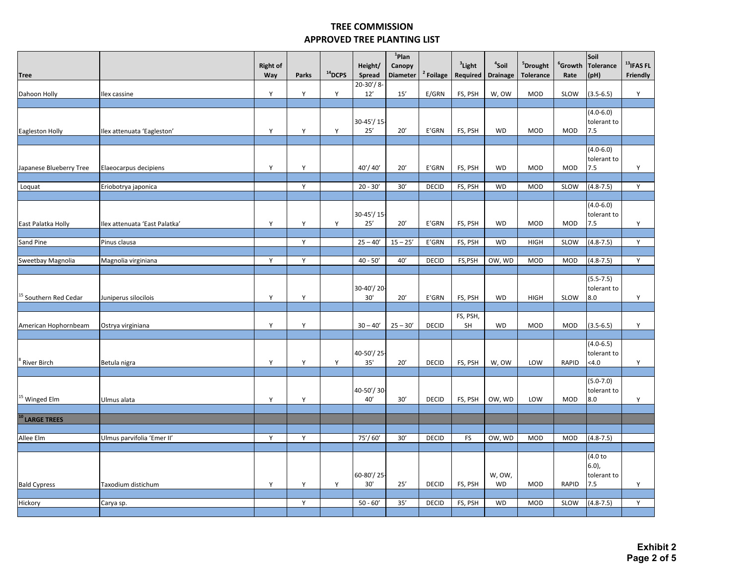# TREE COMMISSION
## APPROVED TREE PLANTING LIST

| Tree | | Right of Way | Parks | [14]DCPS | Height/ Spread | [1]Plan Canopy Diameter | [2] Foliage | [3]Light Required | [4]Soil Drainage | [5]Drought Tolerance | [6]Growth Rate | Soil Tolerance (pH) | [13]IFAS FL Friendly |
|---|---|---|---|---|---|---|---|---|---|---|---|---|---|
| Dahoon Holly | Ilex cassine | Y | Y | Y | 20-30'/ 8-12' | 15' | E/GRN | FS, PSH | W, OW | MOD | SLOW | (3.5-6.5) | Y |
| Eagleston Holly | Ilex attenuata 'Eagleston' | Y | Y | Y | 30-45'/ 15-25' | 20' | E'GRN | FS, PSH | WD | MOD | MOD | (4.0-6.0) tolerant to 7.5 | |
| Japanese Blueberry Tree | Elaeocarpus decipiens | Y | Y | | 40'/ 40' | 20' | E'GRN | FS, PSH | WD | MOD | MOD | (4.0-6.0) tolerant to 7.5 | Y |
| Loquat | Eriobotrya japonica | | Y | | 20 - 30' | 30' | DECID | FS, PSH | WD | MOD | SLOW | (4.8-7.5) | Y |
| East Palatka Holly | Ilex attenuata 'East Palatka' | Y | Y | Y | 30-45'/ 15-25' | 20' | E'GRN | FS, PSH | WD | MOD | MOD | (4.0-6.0) tolerant to 7.5 | Y |
| Sand Pine | Pinus clausa | | Y | | 25 – 40' | 15 – 25' | E'GRN | FS, PSH | WD | HIGH | SLOW | (4.8-7.5) | Y |
| Sweetbay Magnolia | Magnolia virginiana | Y | Y | | 40 - 50' | 40' | DECID | FS,PSH | OW, WD | MOD | MOD | (4.8-7.5) | Y |
| [15] Southern Red Cedar | Juniperus silocilois | Y | Y | | 30-40'/ 20-30' | 20' | E'GRN | FS, PSH | WD | HIGH | SLOW | (5.5-7.5) tolerant to 8.0 | Y |
| American Hophornbeam | Ostrya virginiana | Y | Y | | 30 – 40' | 25 – 30' | DECID | FS, PSH, SH | WD | MOD | MOD | (3.5-6.5) | Y |
| [8] River Birch | Betula nigra | Y | Y | Y | 40-50'/ 25-35' | 20' | DECID | FS, PSH | W, OW | LOW | RAPID | (4.0-6.5) tolerant to <4.0 | Y |
| [15] Winged Elm | Ulmus alata | Y | Y | | 40-50'/ 30-40' | 30' | DECID | FS, PSH | OW, WD | LOW | MOD | (5.0-7.0) tolerant to 8.0 | Y |
| **[10] LARGE TREES** | | | | | | | | | | | | | |
| Allee Elm | Ulmus parvifolia 'Emer II' | Y | Y | | 75'/ 60' | 30' | DECID | FS | OW, WD | MOD | MOD | (4.8-7.5) | |
| Bald Cypress | Taxodium distichum | Y | Y | Y | 60-80'/ 25-30' | 25' | DECID | FS, PSH | W, OW, WD | MOD | RAPID | (4.0 to 6.0), tolerant to 7.5 | Y |
| Hickory | Carya sp. | | Y | | 50 - 60' | 35' | DECID | FS, PSH | WD | MOD | SLOW | (4.8-7.5) | Y |

**Exhibit 2**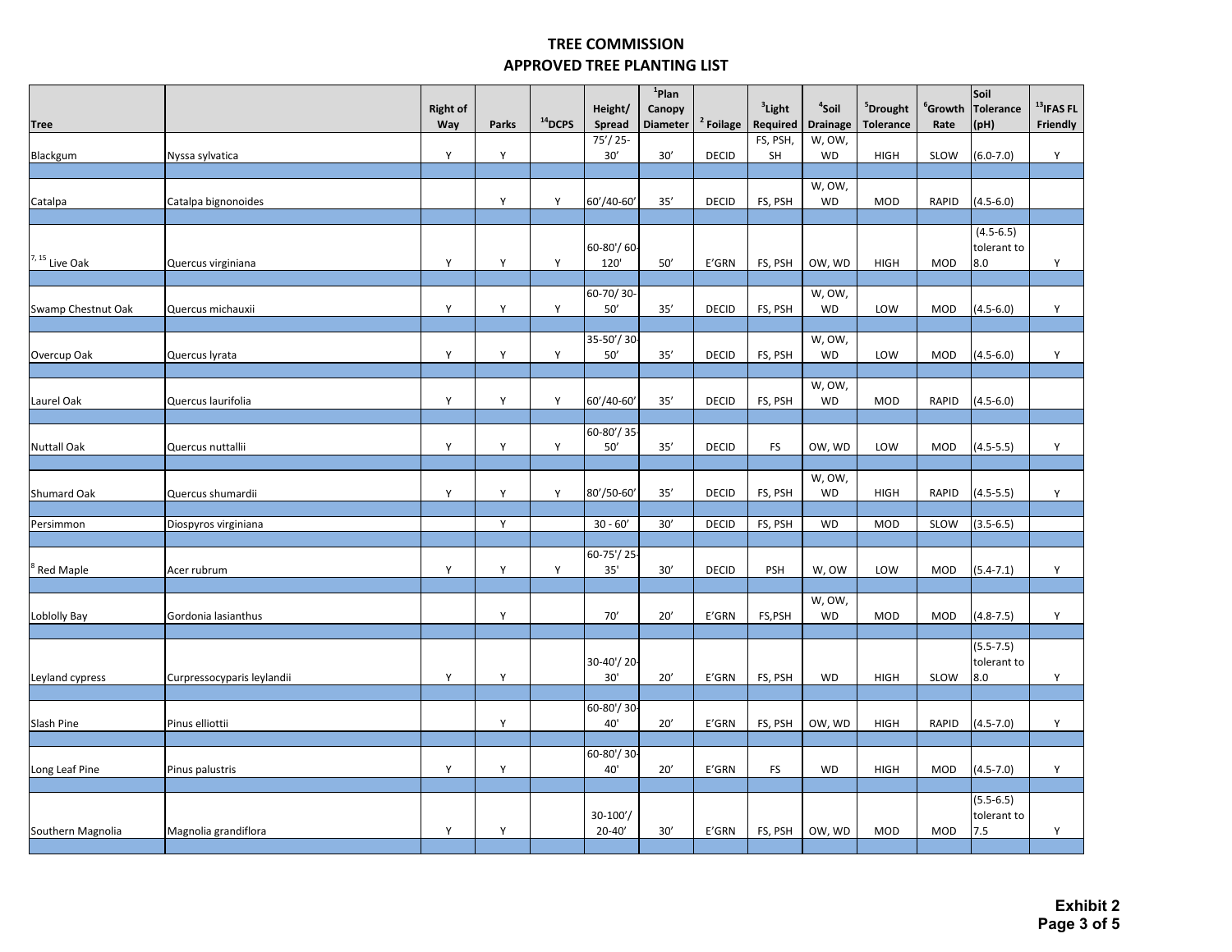# TREE COMMISSION
## APPROVED TREE PLANTING LIST

| Tree | | Right of Way | Parks | [14]DCPS | Height/ Spread | [1]Plan Canopy Diameter | [2] Foilage | [3]Light Required | [4]Soil Drainage | [5]Drought Tolerance | [6]Growth Rate | Soil Tolerance (pH) | [13]IFAS FL Friendly |
|---|---|---|---|---|---|---|---|---|---|---|---|---|---|
| Blackgum | Nyssa sylvatica | Y | Y | | 75'/ 25-30' | 30' | DECID | FS, PSH, SH | W, OW, WD | HIGH | SLOW | (6.0-7.0) | Y |
| Catalpa | Catalpa bignonoides | | Y | Y | 60'/40-60' | 35' | DECID | FS, PSH | W, OW, WD | MOD | RAPID | (4.5-6.0) | |
| [7, 15] Live Oak | Quercus virginiana | Y | Y | Y | 60-80'/ 60-120' | 50' | E'GRN | FS, PSH | OW, WD | HIGH | MOD | (4.5-6.5) tolerant to 8.0 | Y |
| Swamp Chestnut Oak | Quercus michauxii | Y | Y | Y | 60-70/ 30-50' | 35' | DECID | FS, PSH | W, OW, WD | LOW | MOD | (4.5-6.0) | Y |
| Overcup Oak | Quercus lyrata | Y | Y | Y | 35-50'/ 30-50' | 35' | DECID | FS, PSH | W, OW, WD | LOW | MOD | (4.5-6.0) | Y |
| Laurel Oak | Quercus laurifolia | Y | Y | Y | 60'/40-60' | 35' | DECID | FS, PSH | W, OW, WD | MOD | RAPID | (4.5-6.0) | |
| Nuttall Oak | Quercus nuttallii | Y | Y | Y | 60-80'/ 35-50' | 35' | DECID | FS | OW, WD | LOW | MOD | (4.5-5.5) | Y |
| Shumard Oak | Quercus shumardii | Y | Y | Y | 80'/50-60' | 35' | DECID | FS, PSH | W, OW, WD | HIGH | RAPID | (4.5-5.5) | Y |
| Persimmon | Diospyros virginiana | | Y | | 30 - 60' | 30' | DECID | FS, PSH | WD | MOD | SLOW | (3.5-6.5) | |
| [8] Red Maple | Acer rubrum | Y | Y | Y | 60-75'/ 25-35' | 30' | DECID | PSH | W, OW | LOW | MOD | (5.4-7.1) | Y |
| Loblolly Bay | Gordonia lasianthus | | Y | | 70' | 20' | E'GRN | FS,PSH | W, OW, WD | MOD | MOD | (4.8-7.5) | Y |
| Leyland cypress | Curpressocyparis leylandii | Y | Y | | 30-40'/ 20-30' | 20' | E'GRN | FS, PSH | WD | HIGH | SLOW | (5.5-7.5) tolerant to 8.0 | Y |
| Slash Pine | Pinus elliottii | | Y | | 60-80'/ 30-40' | 20' | E'GRN | FS, PSH | OW, WD | HIGH | RAPID | (4.5-7.0) | Y |
| Long Leaf Pine | Pinus palustris | Y | Y | | 60-80'/ 30-40' | 20' | E'GRN | FS | WD | HIGH | MOD | (4.5-7.0) | Y |
| Southern Magnolia | Magnolia grandiflora | Y | Y | | 30-100'/ 20-40' | 30' | E'GRN | FS, PSH | OW, WD | MOD | MOD | (5.5-6.5) tolerant to 7.5 | Y |

**Exhibit 2**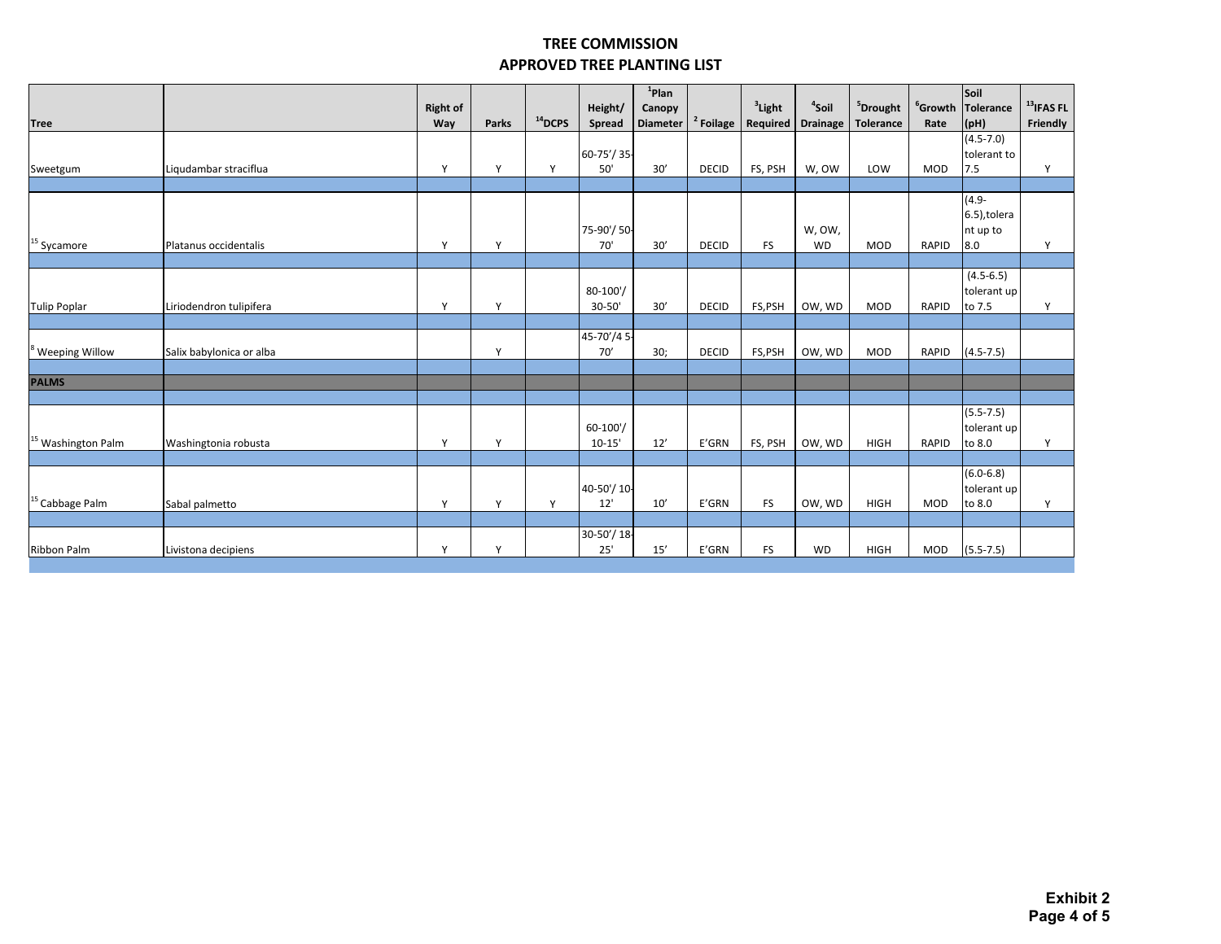## TREE COMMISSION
## APPROVED TREE PLANTING LIST

| Tree | | Right of Way | Parks | [14]DCPS | Height/ Spread | [1]Plan Canopy Diameter | [2] Foilage | [3]Light Required | [4]Soil Drainage | [5]Drought Tolerance | [6]Growth Rate | Soil Tolerance (pH) | [13]IFAS FL Friendly |
|---|---|---|---|---|---|---|---|---|---|---|---|---|---|
| Sweetgum | Liqudambar straciflua | Y | Y | Y | 60-75'/ 35-50' | 30' | DECID | FS, PSH | W, OW | LOW | MOD | (4.5-7.0) tolerant to 7.5 | Y |
| [15] Sycamore | Platanus occidentalis | Y | Y | | 75-90'/ 50-70' | 30' | DECID | FS | W, OW, WD | MOD | RAPID | (4.9-6.5),tolerant up to 8.0 | Y |
| Tulip Poplar | Liriodendron tulipifera | Y | Y | | 80-100'/ 30-50' | 30' | DECID | FS,PSH | OW, WD | MOD | RAPID | (4.5-6.5) tolerant up to 7.5 | Y |
| [8] Weeping Willow | Salix babylonica or alba | | Y | | 45-70'/4 5-70' | 30; | DECID | FS,PSH | OW, WD | MOD | RAPID | (4.5-7.5) | |
| **PALMS** | | | | | | | | | | | | | |
| [15] Washington Palm | Washingtonia robusta | Y | Y | | 60-100'/ 10-15' | 12' | E'GRN | FS, PSH | OW, WD | HIGH | RAPID | (5.5-7.5) tolerant up to 8.0 | Y |
| [15] Cabbage Palm | Sabal palmetto | Y | Y | Y | 40-50'/ 10-12' | 10' | E'GRN | FS | OW, WD | HIGH | MOD | (6.0-6.8) tolerant up to 8.0 | Y |
| Ribbon Palm | Livistona decipiens | Y | Y | | 30-50'/ 18-25' | 15' | E'GRN | FS | WD | HIGH | MOD | (5.5-7.5) | |

**Exhibit 2**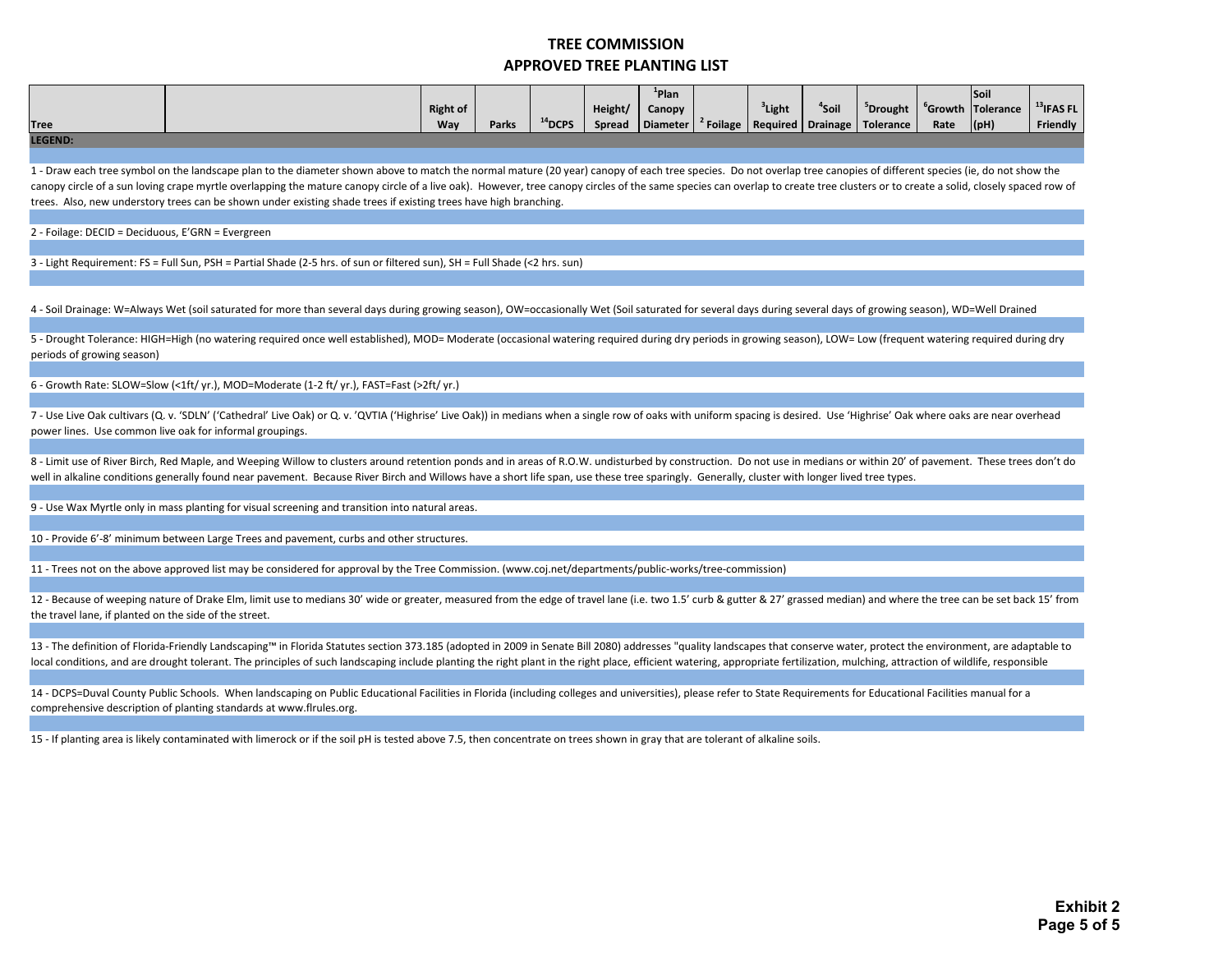# TREE COMMISSION
## APPROVED TREE PLANTING LIST

| Tree | | Right of Way | Parks | DCPS[14] | Height/ Spread | Plan Canopy Diameter[1] | Foliage[2] | Light Required[3] | Soil Drainage[4] | Drought Tolerance[5] | Growth Rate[6] | Soil Tolerance (pH) | IFAS FL Friendly[13] |
|---|---|---|---|---|---|---|---|---|---|---|---|---|---|
| **LEGEND:** | | | | | | | | | | | | | |

1 - Draw each tree symbol on the landscape plan to the diameter shown above to match the normal mature (20 year) canopy of each tree species. Do not overlap tree canopies of different species (ie, do not show the canopy circle of a sun loving crape myrtle overlapping the mature canopy circle of a live oak). However, tree canopy circles of the same species can overlap to create tree clusters or to create a solid, closely spaced row of trees. Also, new understory trees can be shown under existing shade trees if existing trees have high branching.

2 - Foliage: DECID = Deciduous, E'GRN = Evergreen

3 - Light Requirement: FS = Full Sun, PSH = Partial Shade (2-5 hrs. of sun or filtered sun), SH = Full Shade (<2 hrs. sun)

4 - Soil Drainage: W=Always Wet (soil saturated for more than several days during growing season), OW=occasionally Wet (Soil saturated for several days during several days of growing season), WD=Well Drained

5 - Drought Tolerance: HIGH=High (no watering required once well established), MOD= Moderate (occasional watering required during dry periods in growing season), LOW= Low (frequent watering required during dry periods of growing season)

6 - Growth Rate: SLOW=Slow (<1ft/ yr.), MOD=Moderate (1-2 ft/ yr.), FAST=Fast (>2ft/ yr.)

7 - Use Live Oak cultivars (Q. v. 'SDLN' ('Cathedral' Live Oak) or Q. v. 'QVTIA ('Highrise' Live Oak)) in medians when a single row of oaks with uniform spacing is desired. Use 'Highrise' Oak where oaks are near overhead power lines. Use common live oak for informal groupings.

8 - Limit use of River Birch, Red Maple, and Weeping Willow to clusters around retention ponds and in areas of R.O.W. undisturbed by construction. Do not use in medians or within 20' of pavement. These trees don't do well in alkaline conditions generally found near pavement. Because River Birch and Willows have a short life span, use these tree sparingly. Generally, cluster with longer lived tree types.

9 - Use Wax Myrtle only in mass planting for visual screening and transition into natural areas.

10 - Provide 6'-8' minimum between Large Trees and pavement, curbs and other structures.

11 - Trees not on the above approved list may be considered for approval by the Tree Commission. (www.coj.net/departments/public-works/tree-commission)

12 - Because of weeping nature of Drake Elm, limit use to medians 30' wide or greater, measured from the edge of travel lane (i.e. two 1.5' curb & gutter & 27' grassed median) and where the tree can be set back 15' from the travel lane, if planted on the side of the street.

13 - The definition of Florida-Friendly Landscaping™ in Florida Statutes section 373.185 (adopted in 2009 in Senate Bill 2080) addresses "quality landscapes that conserve water, protect the environment, are adaptable to local conditions, and are drought tolerant. The principles of such landscaping include planting the right plant in the right place, efficient watering, appropriate fertilization, mulching, attraction of wildlife, responsible

14 - DCPS=Duval County Public Schools. When landscaping on Public Educational Facilities in Florida (including colleges and universities), please refer to State Requirements for Educational Facilities manual for a comprehensive description of planting standards at www.flrules.org.

15 - If planting area is likely contaminated with limerock or if the soil pH is tested above 7.5, then concentrate on trees shown in gray that are tolerant of alkaline soils.

**Exhibit 2**